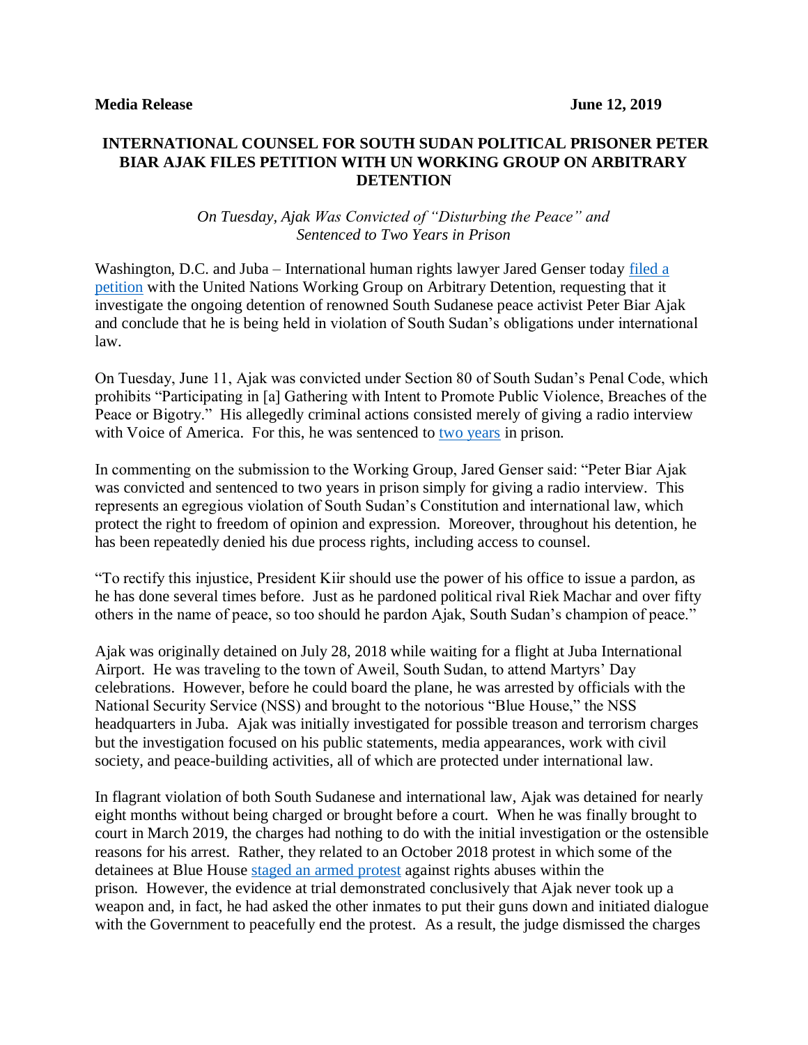**Media Release** **June 12, 2019**

# INTERNATIONAL COUNSEL FOR SOUTH SUDAN POLITICAL PRISONER PETER BIAR AJAK FILES PETITION WITH UN WORKING GROUP ON ARBITRARY DETENTION

*On Tuesday, Ajak Was Convicted of "Disturbing the Peace" and Sentenced to Two Years in Prison*

Washington, D.C. and Juba – International human rights lawyer Jared Genser today filed a petition with the United Nations Working Group on Arbitrary Detention, requesting that it investigate the ongoing detention of renowned South Sudanese peace activist Peter Biar Ajak and conclude that he is being held in violation of South Sudan's obligations under international law.

On Tuesday, June 11, Ajak was convicted under Section 80 of South Sudan's Penal Code, which prohibits "Participating in [a] Gathering with Intent to Promote Public Violence, Breaches of the Peace or Bigotry." His allegedly criminal actions consisted merely of giving a radio interview with Voice of America. For this, he was sentenced to two years in prison.

In commenting on the submission to the Working Group, Jared Genser said: "Peter Biar Ajak was convicted and sentenced to two years in prison simply for giving a radio interview. This represents an egregious violation of South Sudan's Constitution and international law, which protect the right to freedom of opinion and expression. Moreover, throughout his detention, he has been repeatedly denied his due process rights, including access to counsel.

"To rectify this injustice, President Kiir should use the power of his office to issue a pardon, as he has done several times before. Just as he pardoned political rival Riek Machar and over fifty others in the name of peace, so too should he pardon Ajak, South Sudan's champion of peace."

Ajak was originally detained on July 28, 2018 while waiting for a flight at Juba International Airport. He was traveling to the town of Aweil, South Sudan, to attend Martyrs' Day celebrations. However, before he could board the plane, he was arrested by officials with the National Security Service (NSS) and brought to the notorious "Blue House," the NSS headquarters in Juba. Ajak was initially investigated for possible treason and terrorism charges but the investigation focused on his public statements, media appearances, work with civil society, and peace-building activities, all of which are protected under international law.

In flagrant violation of both South Sudanese and international law, Ajak was detained for nearly eight months without being charged or brought before a court. When he was finally brought to court in March 2019, the charges had nothing to do with the initial investigation or the ostensible reasons for his arrest. Rather, they related to an October 2018 protest in which some of the detainees at Blue House staged an armed protest against rights abuses within the prison. However, the evidence at trial demonstrated conclusively that Ajak never took up a weapon and, in fact, he had asked the other inmates to put their guns down and initiated dialogue with the Government to peacefully end the protest. As a result, the judge dismissed the charges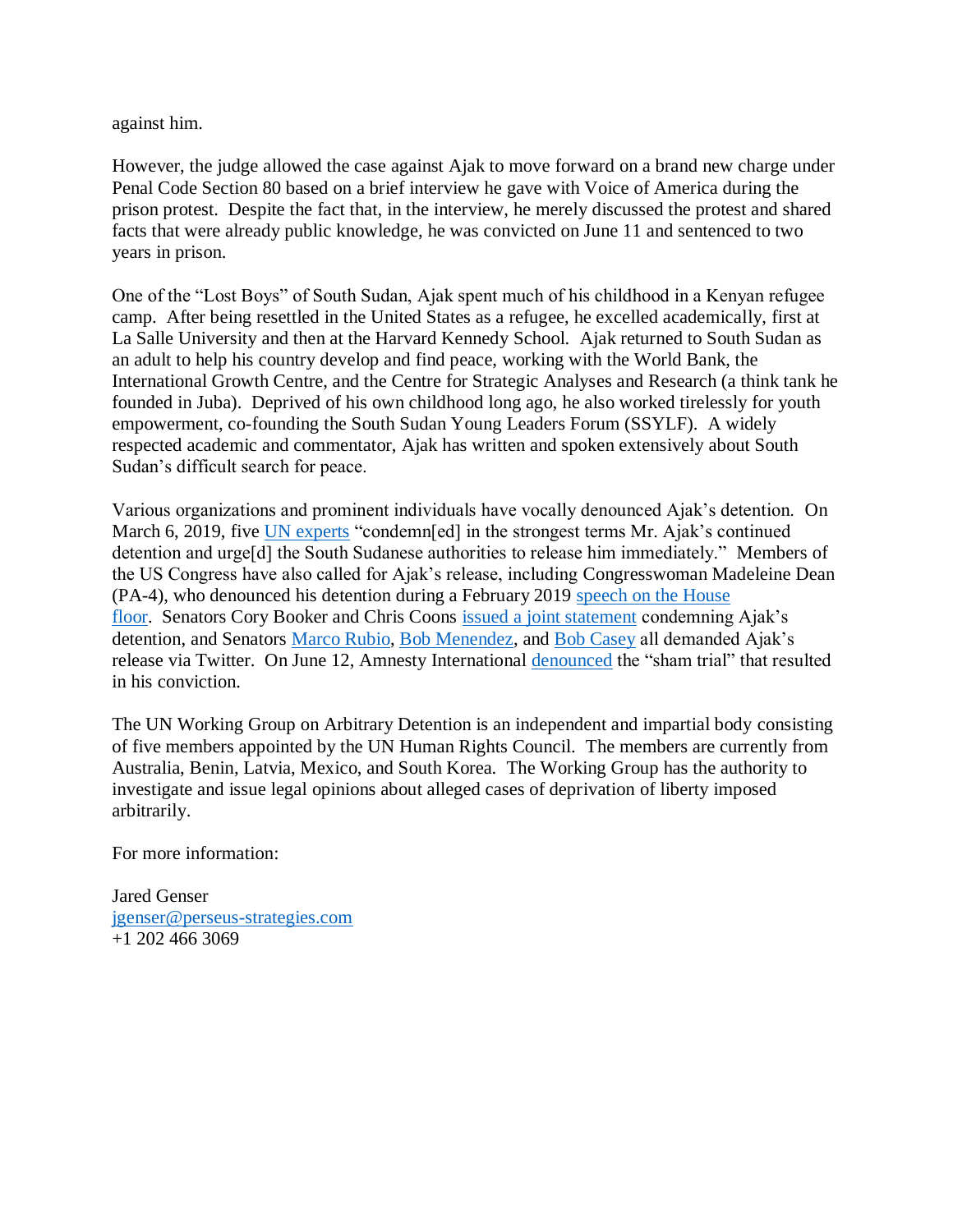against him.

However, the judge allowed the case against Ajak to move forward on a brand new charge under Penal Code Section 80 based on a brief interview he gave with Voice of America during the prison protest. Despite the fact that, in the interview, he merely discussed the protest and shared facts that were already public knowledge, he was convicted on June 11 and sentenced to two years in prison.

One of the "Lost Boys" of South Sudan, Ajak spent much of his childhood in a Kenyan refugee camp. After being resettled in the United States as a refugee, he excelled academically, first at La Salle University and then at the Harvard Kennedy School. Ajak returned to South Sudan as an adult to help his country develop and find peace, working with the World Bank, the International Growth Centre, and the Centre for Strategic Analyses and Research (a think tank he founded in Juba). Deprived of his own childhood long ago, he also worked tirelessly for youth empowerment, co-founding the South Sudan Young Leaders Forum (SSYLF). A widely respected academic and commentator, Ajak has written and spoken extensively about South Sudan's difficult search for peace.

Various organizations and prominent individuals have vocally denounced Ajak's detention. On March 6, 2019, five UN experts "condemn[ed] in the strongest terms Mr. Ajak's continued detention and urge[d] the South Sudanese authorities to release him immediately." Members of the US Congress have also called for Ajak's release, including Congresswoman Madeleine Dean (PA-4), who denounced his detention during a February 2019 speech on the House floor. Senators Cory Booker and Chris Coons issued a joint statement condemning Ajak's detention, and Senators Marco Rubio, Bob Menendez, and Bob Casey all demanded Ajak's release via Twitter. On June 12, Amnesty International denounced the "sham trial" that resulted in his conviction.

The UN Working Group on Arbitrary Detention is an independent and impartial body consisting of five members appointed by the UN Human Rights Council. The members are currently from Australia, Benin, Latvia, Mexico, and South Korea. The Working Group has the authority to investigate and issue legal opinions about alleged cases of deprivation of liberty imposed arbitrarily.

For more information:

Jared Genser
jgenser@perseus-strategies.com
+1 202 466 3069